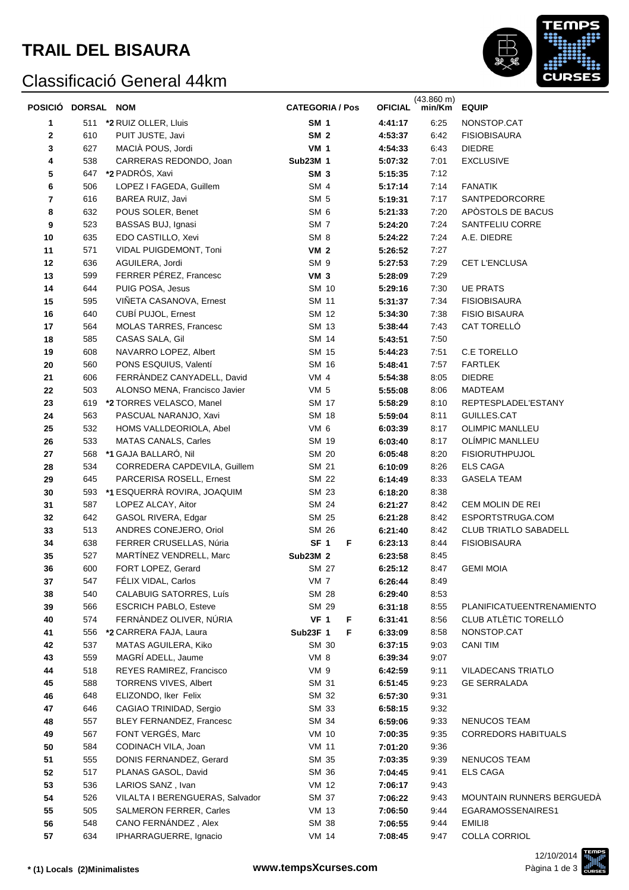# TRAIL DEL BISAURA

## Classificació General 44km

| POSICIÓ | DORSAL | NOM | CATEGORIA / Pos | | OFICIAL | (43.860 m) min/Km | EQUIP |
|---|---|---|---|---|---|---|---|
| 1 | 511 | *2 RUIZ OLLER, Lluis | SM 1 | | 4:41:17 | 6:25 | NONSTOP.CAT |
| 2 | 610 | PUIT JUSTE, Javi | SM 2 | | 4:53:37 | 6:42 | FISIOBISAURA |
| 3 | 627 | MACIÀ POUS, Jordi | VM 1 | | 4:54:33 | 6:43 | DIEDRE |
| 4 | 538 | CARRERAS REDONDO, Joan | Sub23M 1 | | 5:07:32 | 7:01 | EXCLUSIVE |
| 5 | 647 | *2 PADRÓS, Xavi | SM 3 | | 5:15:35 | 7:12 | |
| 6 | 506 | LOPEZ I FAGEDA, Guillem | SM 4 | | 5:17:14 | 7:14 | FANATIK |
| 7 | 616 | BAREA RUIZ, Javi | SM 5 | | 5:19:31 | 7:17 | SANTPEDORCORRE |
| 8 | 632 | POUS SOLER, Benet | SM 6 | | 5:21:33 | 7:20 | APÒSTOLS DE BACUS |
| 9 | 523 | BASSAS BUJ, Ignasi | SM 7 | | 5:24:20 | 7:24 | SANTFELIU CORRE |
| 10 | 635 | EDO CASTILLO, Xevi | SM 8 | | 5:24:22 | 7:24 | A.E. DIEDRE |
| 11 | 571 | VIDAL PUIGDEMONT, Toni | VM 2 | | 5:26:52 | 7:27 | |
| 12 | 636 | AGUILERA, Jordi | SM 9 | | 5:27:53 | 7:29 | CET L'ENCLUSA |
| 13 | 599 | FERRER PÉREZ, Francesc | VM 3 | | 5:28:09 | 7:29 | |
| 14 | 644 | PUIG POSA, Jesus | SM 10 | | 5:29:16 | 7:30 | UE PRATS |
| 15 | 595 | VIÑETA CASANOVA, Ernest | SM 11 | | 5:31:37 | 7:34 | FISIOBISAURA |
| 16 | 640 | CUBÍ PUJOL, Ernest | SM 12 | | 5:34:30 | 7:38 | FISIO BISAURA |
| 17 | 564 | MOLAS TARRES, Francesc | SM 13 | | 5:38:44 | 7:43 | CAT TORELLÓ |
| 18 | 585 | CASAS SALA, Gil | SM 14 | | 5:43:51 | 7:50 | |
| 19 | 608 | NAVARRO LOPEZ, Albert | SM 15 | | 5:44:23 | 7:51 | C.E TORELLO |
| 20 | 560 | PONS ESQUIUS, Valentí | SM 16 | | 5:48:41 | 7:57 | FARTLEK |
| 21 | 606 | FERRÀNDEZ CANYADELL, David | VM 4 | | 5:54:38 | 8:05 | DIEDRE |
| 22 | 503 | ALONSO MENA, Francisco Javier | VM 5 | | 5:55:08 | 8:06 | MADTEAM |
| 23 | 619 | *2 TORRES VELASCO, Manel | SM 17 | | 5:58:29 | 8:10 | REPTESPLADEL'ESTANY |
| 24 | 563 | PASCUAL NARANJO, Xavi | SM 18 | | 5:59:04 | 8:11 | GUILLES.CAT |
| 25 | 532 | HOMS VALLDEORIOLA, Abel | VM 6 | | 6:03:39 | 8:17 | OLIMPIC MANLLEU |
| 26 | 533 | MATAS CANALS, Carles | SM 19 | | 6:03:40 | 8:17 | OLÍMPIC MANLLEU |
| 27 | 568 | *1 GAJA BALLARÓ, Nil | SM 20 | | 6:05:48 | 8:20 | FISIORUTHPUJOL |
| 28 | 534 | CORREDERA CAPDEVILA, Guillem | SM 21 | | 6:10:09 | 8:26 | ELS CAGA |
| 29 | 645 | PARCERISA ROSELL, Ernest | SM 22 | | 6:14:49 | 8:33 | GASELA TEAM |
| 30 | 593 | *1 ESQUERRÀ ROVIRA, JOAQUIM | SM 23 | | 6:18:20 | 8:38 | |
| 31 | 587 | LOPEZ ALCAY, Aitor | SM 24 | | 6:21:27 | 8:42 | CEM MOLIN DE REI |
| 32 | 642 | GASOL RIVERA, Edgar | SM 25 | | 6:21:28 | 8:42 | ESPORTSTRUGA.COM |
| 33 | 513 | ANDRES CONEJERO, Oriol | SM 26 | | 6:21:40 | 8:42 | CLUB TRIATLO SABADELL |
| 34 | 638 | FERRER CRUSELLAS, Núria | SF 1 | F | 6:23:13 | 8:44 | FISIOBISAURA |
| 35 | 527 | MARTÍNEZ VENDRELL, Marc | Sub23M 2 | | 6:23:58 | 8:45 | |
| 36 | 600 | FORT LOPEZ, Gerard | SM 27 | | 6:25:12 | 8:47 | GEMI MOIA |
| 37 | 547 | FÉLIX VIDAL, Carlos | VM 7 | | 6:26:44 | 8:49 | |
| 38 | 540 | CALABUIG SATORRES, Luís | SM 28 | | 6:29:40 | 8:53 | |
| 39 | 566 | ESCRICH PABLO, Esteve | SM 29 | | 6:31:18 | 8:55 | PLANIFICATUEENTRENAMIENTO |
| 40 | 574 | FERNÀNDEZ OLIVER, NÚRIA | VF 1 | F | 6:31:41 | 8:56 | CLUB ATLÈTIC TORELLÓ |
| 41 | 556 | *2 CARRERA FAJA, Laura | Sub23F 1 | F | 6:33:09 | 8:58 | NONSTOP.CAT |
| 42 | 537 | MATAS AGUILERA, Kiko | SM 30 | | 6:37:15 | 9:03 | CANI TIM |
| 43 | 559 | MAGRÍ ADELL, Jaume | VM 8 | | 6:39:34 | 9:07 | |
| 44 | 518 | REYES RAMIREZ, Francisco | VM 9 | | 6:42:59 | 9:11 | VILADECANS TRIATLO |
| 45 | 588 | TORRENS VIVES, Albert | SM 31 | | 6:51:45 | 9:23 | GE SERRALADA |
| 46 | 648 | ELIZONDO, Iker Felix | SM 32 | | 6:57:30 | 9:31 | |
| 47 | 646 | CAGIAO TRINIDAD, Sergio | SM 33 | | 6:58:15 | 9:32 | |
| 48 | 557 | BLEY FERNANDEZ, Francesc | SM 34 | | 6:59:06 | 9:33 | NENUCOS TEAM |
| 49 | 567 | FONT VERGÉS, Marc | VM 10 | | 7:00:35 | 9:35 | CORREDORS HABITUALS |
| 50 | 584 | CODINACH VILA, Joan | VM 11 | | 7:01:20 | 9:36 | |
| 51 | 555 | DONIS FERNANDEZ, Gerard | SM 35 | | 7:03:35 | 9:39 | NENUCOS TEAM |
| 52 | 517 | PLANAS GASOL, David | SM 36 | | 7:04:45 | 9:41 | ELS CAGA |
| 53 | 536 | LARIOS SANZ , Ivan | VM 12 | | 7:06:17 | 9:43 | |
| 54 | 526 | VILALTA I BERENGUERAS, Salvador | SM 37 | | 7:06:22 | 9:43 | MOUNTAIN RUNNERS BERGUEDÀ |
| 55 | 505 | SALMERON FERRER, Carles | VM 13 | | 7:06:50 | 9:44 | EGARAMOSSENAIRES1 |
| 56 | 548 | CANO FERNÁNDEZ , Alex | SM 38 | | 7:06:55 | 9:44 | EMILI8 |
| 57 | 634 | IPHARRAGUERRE, Ignacio | VM 14 | | 7:08:45 | 9:47 | COLLA CORRIOL |

**\* (1) Locals (2)Minimalistes**

**www.tempsXcurses.com**

12/10/2014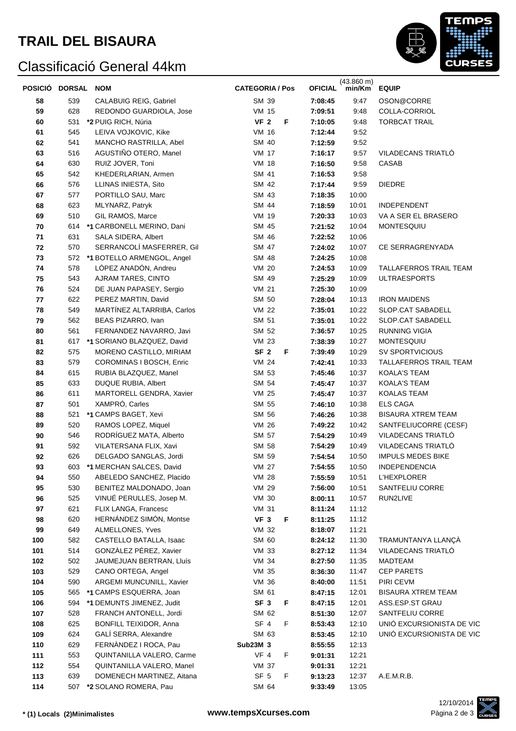# TRAIL DEL BISAURA

## Classificació General 44km

| POSICIÓ | DORSAL | NOM | CATEGORIA / Pos | | OFICIAL | (43.860 m) min/Km | EQUIP |
|---|---|---|---|---|---|---|---|
| 58 | 539 | CALABUIG REIG, Gabriel | SM 39 | | 7:08:45 | 9:47 | OSON@CORRE |
| 59 | 628 | REDONDO GUARDIOLA, Jose | VM 15 | | 7:09:51 | 9:48 | COLLA-CORRIOL |
| 60 | 531 | *2 PUIG RICH, Núria | VF 2 | F | 7:10:05 | 9:48 | TORBCAT TRAIL |
| 61 | 545 | LEIVA VOJKOVIC, Kike | VM 16 | | 7:12:44 | 9:52 | |
| 62 | 541 | MANCHO RASTRILLA, Abel | SM 40 | | 7:12:59 | 9:52 | |
| 63 | 516 | AGUSTIÑO OTERO, Manel | VM 17 | | 7:16:17 | 9:57 | VILADECANS TRIATLÓ |
| 64 | 630 | RUIZ JOVER, Toni | VM 18 | | 7:16:50 | 9:58 | CASAB |
| 65 | 542 | KHEDERLARIAN, Armen | SM 41 | | 7:16:53 | 9:58 | |
| 66 | 576 | LLINAS INIESTA, Sito | SM 42 | | 7:17:44 | 9:59 | DIEDRE |
| 67 | 577 | PORTILLO SAU, Marc | SM 43 | | 7:18:35 | 10:00 | |
| 68 | 623 | MLYNARZ, Patryk | SM 44 | | 7:18:59 | 10:01 | INDEPENDENT |
| 69 | 510 | GIL RAMOS, Marce | VM 19 | | 7:20:33 | 10:03 | VA A SER EL BRASERO |
| 70 | 614 | *1 CARBONELL MERINO, Dani | SM 45 | | 7:21:52 | 10:04 | MONTESQUIU |
| 71 | 631 | SALA SIDERA, Albert | SM 46 | | 7:22:52 | 10:06 | |
| 72 | 570 | SERRANCOLÍ MASFERRER, Gil | SM 47 | | 7:24:02 | 10:07 | CE SERRAGRENYADA |
| 73 | 572 | *1 BOTELLO ARMENGOL, Angel | SM 48 | | 7:24:25 | 10:08 | |
| 74 | 578 | LÓPEZ ANADÓN, Andreu | VM 20 | | 7:24:53 | 10:09 | TALLAFERROS TRAIL TEAM |
| 75 | 543 | AJRAM TARES, CINTO | SM 49 | | 7:25:29 | 10:09 | ULTRAESPORTS |
| 76 | 524 | DE JUAN PAPASEY, Sergio | VM 21 | | 7:25:30 | 10:09 | |
| 77 | 622 | PEREZ MARTIN, David | SM 50 | | 7:28:04 | 10:13 | IRON MAIDENS |
| 78 | 549 | MARTÍNEZ ALTARRIBA, Carlos | VM 22 | | 7:35:01 | 10:22 | SLOP.CAT SABADELL |
| 79 | 562 | BEAS PIZARRO, Ivan | SM 51 | | 7:35:01 | 10:22 | SLOP.CAT SABADELL |
| 80 | 561 | FERNANDEZ NAVARRO, Javi | SM 52 | | 7:36:57 | 10:25 | RUNNING VIGIA |
| 81 | 617 | *1 SORIANO BLAZQUEZ, David | VM 23 | | 7:38:39 | 10:27 | MONTESQUIU |
| 82 | 575 | MORENO CASTILLO, MIRIAM | SF 2 | F | 7:39:49 | 10:29 | SV SPORTVICIOUS |
| 83 | 579 | COROMINAS I BOSCH, Enric | VM 24 | | 7:42:41 | 10:33 | TALLAFERROS TRAIL TEAM |
| 84 | 615 | RUBIA BLAZQUEZ, Manel | SM 53 | | 7:45:46 | 10:37 | KOALA'S TEAM |
| 85 | 633 | DUQUE RUBIA, Albert | SM 54 | | 7:45:47 | 10:37 | KOALA'S TEAM |
| 86 | 611 | MARTORELL GENDRA, Xavier | VM 25 | | 7:45:47 | 10:37 | KOALAS TEAM |
| 87 | 501 | XAMPRÓ, Carles | SM 55 | | 7:46:10 | 10:38 | ELS CAGA |
| 88 | 521 | *1 CAMPS BAGET, Xevi | SM 56 | | 7:46:26 | 10:38 | BISAURA XTREM TEAM |
| 89 | 520 | RAMOS LOPEZ, Miquel | VM 26 | | 7:49:22 | 10:42 | SANTFELIUCORRE (CESF) |
| 90 | 546 | RODRÍGUEZ MATA, Alberto | SM 57 | | 7:54:29 | 10:49 | VILADECANS TRIATLÓ |
| 91 | 592 | VILATERSANA FLIX, Xavi | SM 58 | | 7:54:29 | 10:49 | VILADECANS TRIATLÓ |
| 92 | 626 | DELGADO SANGLAS, Jordi | SM 59 | | 7:54:54 | 10:50 | IMPULS MEDES BIKE |
| 93 | 603 | *1 MERCHAN SALCES, David | VM 27 | | 7:54:55 | 10:50 | INDEPENDENCIA |
| 94 | 550 | ABELEDO SANCHEZ, Placido | VM 28 | | 7:55:59 | 10:51 | L'HEXPLORER |
| 95 | 530 | BENITEZ MALDONADO, Joan | VM 29 | | 7:56:00 | 10:51 | SANTFELIU CORRE |
| 96 | 525 | VINUÉ PERULLES, Josep M. | VM 30 | | 8:00:11 | 10:57 | RUN2LIVE |
| 97 | 621 | FLIX LANGA, Francesc | VM 31 | | 8:11:24 | 11:12 | |
| 98 | 620 | HERNÁNDEZ SIMÓN, Montse | VF 3 | F | 8:11:25 | 11:12 | |
| 99 | 649 | ALMELLONES, Yves | VM 32 | | 8:18:07 | 11:21 | |
| 100 | 582 | CASTELLO BATALLA, Isaac | SM 60 | | 8:24:12 | 11:30 | TRAMUNTANYA LLANÇÀ |
| 101 | 514 | GONZÀLEZ PÉREZ, Xavier | VM 33 | | 8:27:12 | 11:34 | VILADECANS TRIATLÓ |
| 102 | 502 | JAUMEJUAN BERTRAN, Lluís | VM 34 | | 8:27:50 | 11:35 | MADTEAM |
| 103 | 529 | CANO ORTEGA, Angel | VM 35 | | 8:36:30 | 11:47 | CEP PARETS |
| 104 | 590 | ARGEMI MUNCUNILL, Xavier | VM 36 | | 8:40:00 | 11:51 | PIRI CEVM |
| 105 | 565 | *1 CAMPS ESQUERRA, Joan | SM 61 | | 8:47:15 | 12:01 | BISAURA XTREM TEAM |
| 106 | 594 | *1 DEMUNTS JIMENEZ, Judit | SF 3 | F | 8:47:15 | 12:01 | ASS.ESP.ST GRAU |
| 107 | 528 | FRANCH ANTONELL, Jordi | SM 62 | | 8:51:30 | 12:07 | SANTFELIU CORRE |
| 108 | 625 | BONFILL TEIXIDOR, Anna | SF 4 | F | 8:53:43 | 12:10 | UNIÓ EXCURSIONISTA DE VIC |
| 109 | 624 | GALÍ SERRA, Alexandre | SM 63 | | 8:53:45 | 12:10 | UNIÓ EXCURSIONISTA DE VIC |
| 110 | 629 | FERNÀNDEZ I ROCA, Pau | Sub23M 3 | | 8:55:55 | 12:13 | |
| 111 | 553 | QUINTANILLA VALERO, Carme | VF 4 | F | 9:01:31 | 12:21 | |
| 112 | 554 | QUINTANILLA VALERO, Manel | VM 37 | | 9:01:31 | 12:21 | |
| 113 | 639 | DOMENECH MARTINEZ, Aitana | SF 5 | F | 9:13:23 | 12:37 | A.E.M.R.B. |
| 114 | 507 | *2 SOLANO ROMERA, Pau | SM 64 | | 9:33:49 | 13:05 | |

**\* (1) Locals (2)Minimalistes**

**www.tempsXcurses.com**

12/10/2014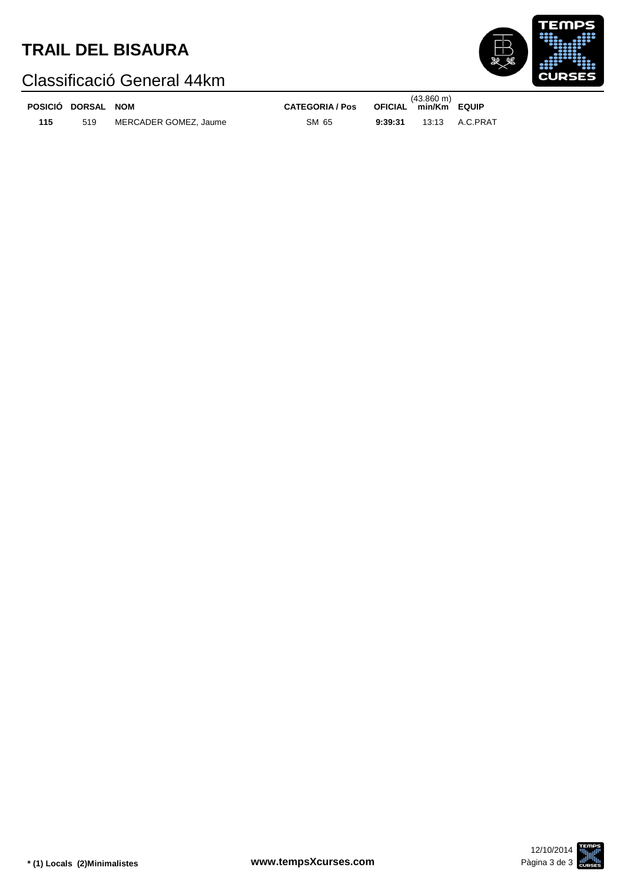# TRAIL DEL BISAURA

## Classificació General 44km

| POSICIÓ | DORSAL | NOM | CATEGORIA / Pos | OFICIAL | (43.860 m) min/Km | EQUIP |
|---|---|---|---|---|---|---|
| **115** | 519 | MERCADER GOMEZ, Jaume | SM 65 | **9:39:31** | 13:13 | A.C.PRAT |

**\* (1) Locals (2)Minimalistes**

**www.tempsXcurses.com**

12/10/2014